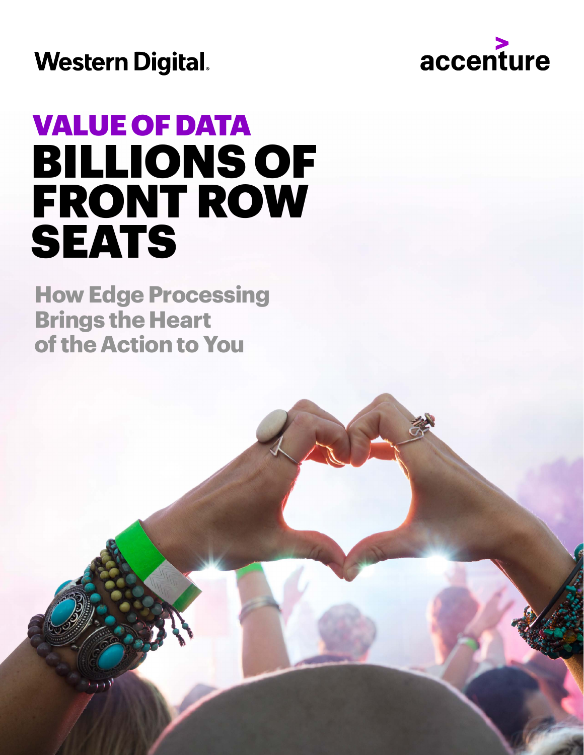Western Digital

accenture

# VALUE OF DATA
# BILLIONS OF FRONT ROW SEATS

## How Edge Processing Brings the Heart of the Action to You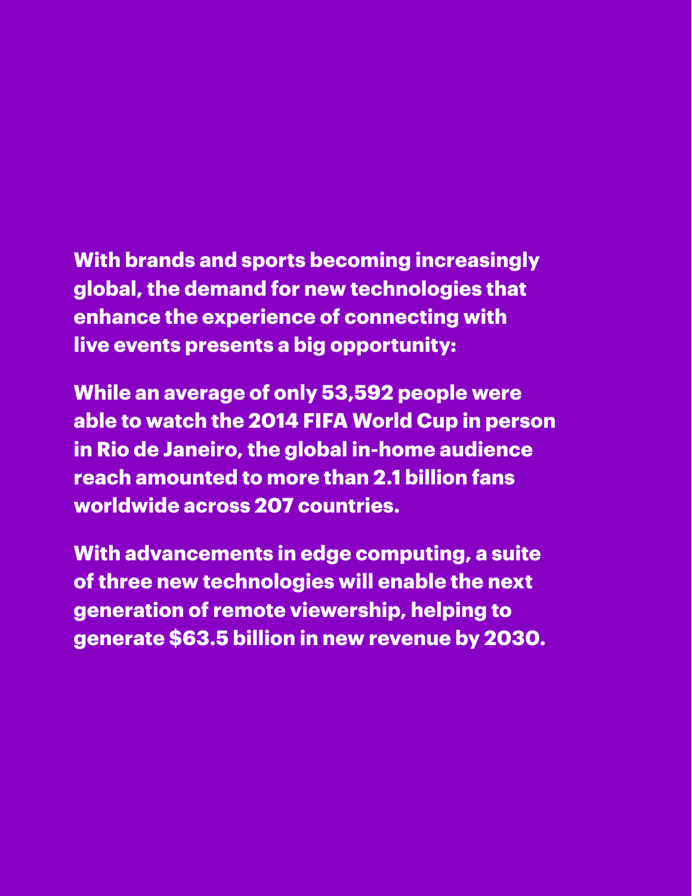**With brands and sports becoming increasingly global, the demand for new technologies that enhance the experience of connecting with live events presents a big opportunity:**

**While an average of only 53,592 people were able to watch the 2014 FIFA World Cup in person in Rio de Janeiro, the global in-home audience reach amounted to more than 2.1 billion fans worldwide across 207 countries.**

**With advancements in edge computing, a suite of three new technologies will enable the next generation of remote viewership, helping to generate $63.5 billion in new revenue by 2030.**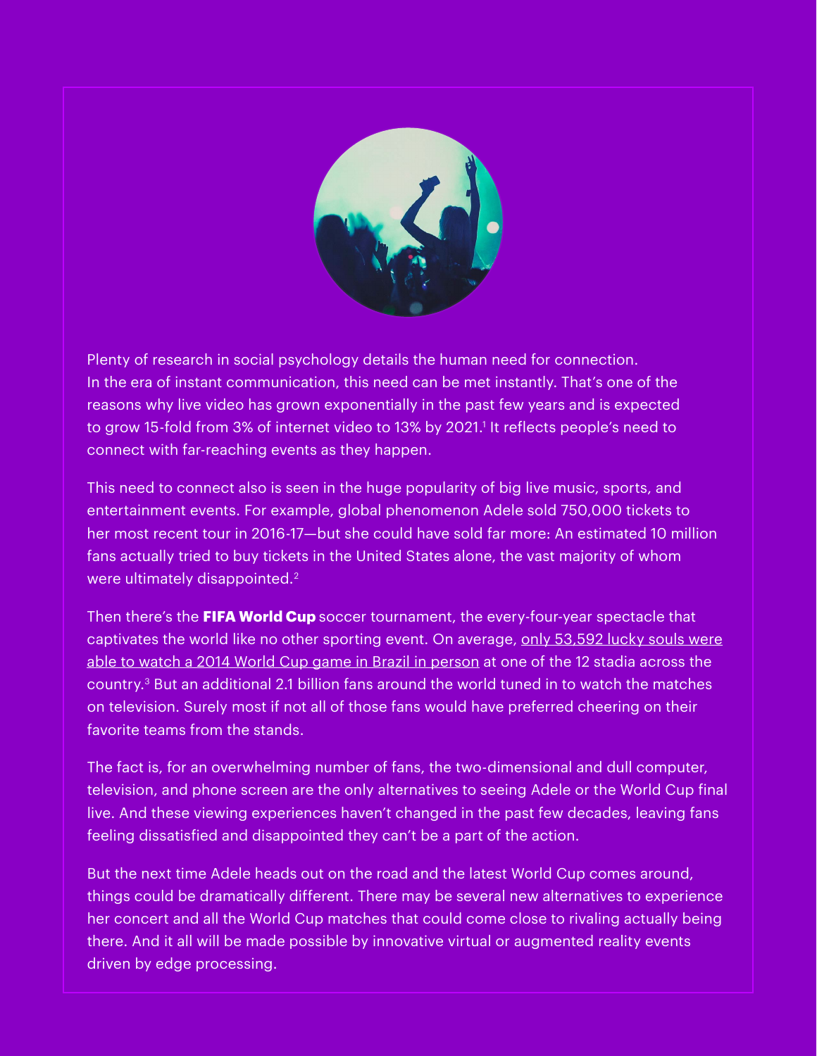Plenty of research in social psychology details the human need for connection. In the era of instant communication, this need can be met instantly. That's one of the reasons why live video has grown exponentially in the past few years and is expected to grow 15-fold from 3% of internet video to 13% by 2021.[1] It reflects people's need to connect with far-reaching events as they happen.

This need to connect also is seen in the huge popularity of big live music, sports, and entertainment events. For example, global phenomenon Adele sold 750,000 tickets to her most recent tour in 2016-17—but she could have sold far more: An estimated 10 million fans actually tried to buy tickets in the United States alone, the vast majority of whom were ultimately disappointed.[2]

Then there's the **FIFA World Cup** soccer tournament, the every-four-year spectacle that captivates the world like no other sporting event. On average, only 53,592 lucky souls were able to watch a 2014 World Cup game in Brazil in person at one of the 12 stadia across the country.[3] But an additional 2.1 billion fans around the world tuned in to watch the matches on television. Surely most if not all of those fans would have preferred cheering on their favorite teams from the stands.

The fact is, for an overwhelming number of fans, the two-dimensional and dull computer, television, and phone screen are the only alternatives to seeing Adele or the World Cup final live. And these viewing experiences haven't changed in the past few decades, leaving fans feeling dissatisfied and disappointed they can't be a part of the action.

But the next time Adele heads out on the road and the latest World Cup comes around, things could be dramatically different. There may be several new alternatives to experience her concert and all the World Cup matches that could come close to rivaling actually being there. And it all will be made possible by innovative virtual or augmented reality events driven by edge processing.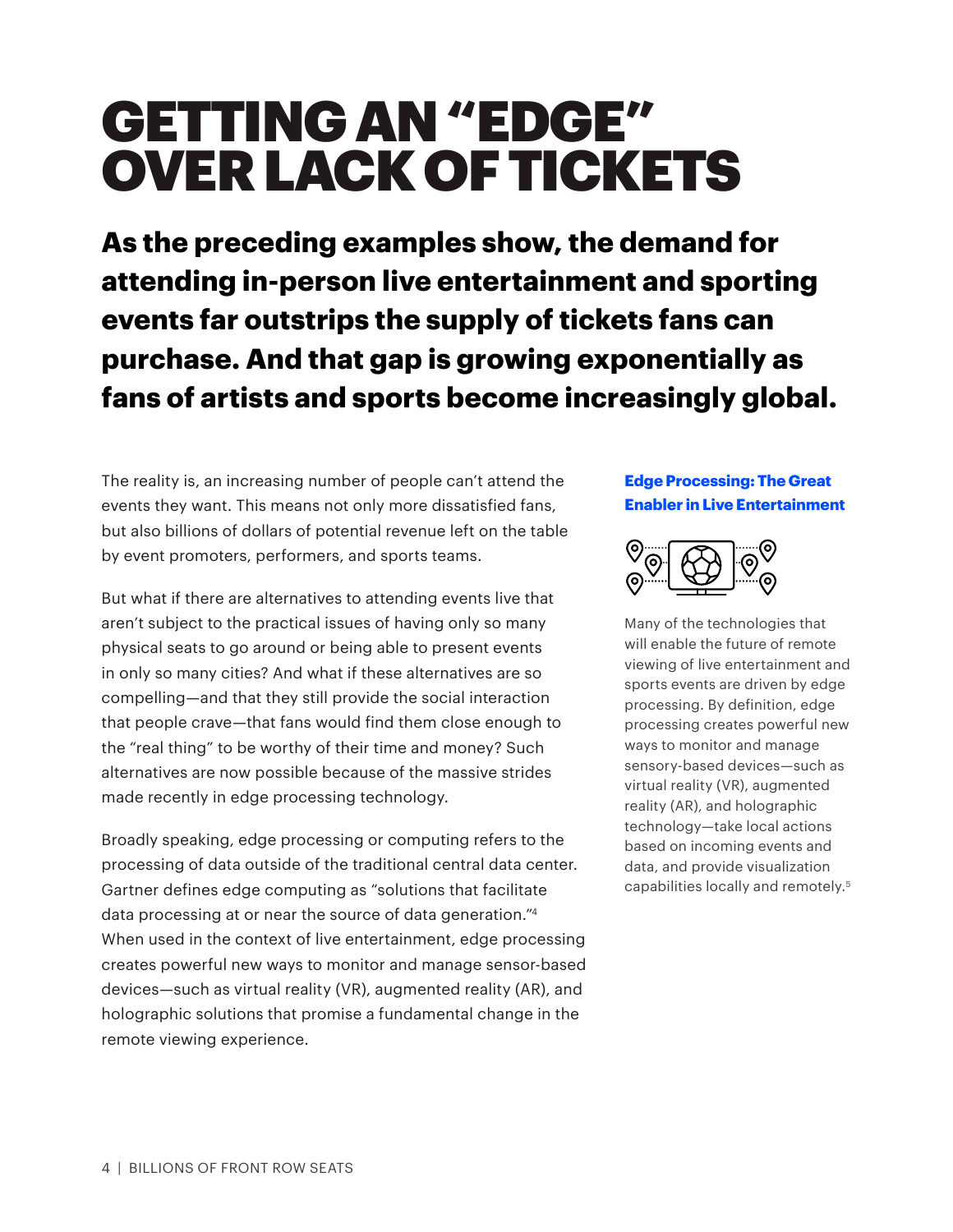# GETTING AN "EDGE" OVER LACK OF TICKETS

**As the preceding examples show, the demand for attending in-person live entertainment and sporting events far outstrips the supply of tickets fans can purchase. And that gap is growing exponentially as fans of artists and sports become increasingly global.**

The reality is, an increasing number of people can't attend the events they want. This means not only more dissatisfied fans, but also billions of dollars of potential revenue left on the table by event promoters, performers, and sports teams.

But what if there are alternatives to attending events live that aren't subject to the practical issues of having only so many physical seats to go around or being able to present events in only so many cities? And what if these alternatives are so compelling—and that they still provide the social interaction that people crave—that fans would find them close enough to the "real thing" to be worthy of their time and money? Such alternatives are now possible because of the massive strides made recently in edge processing technology.

Broadly speaking, edge processing or computing refers to the processing of data outside of the traditional central data center. Gartner defines edge computing as "solutions that facilitate data processing at or near the source of data generation."[4] When used in the context of live entertainment, edge processing creates powerful new ways to monitor and manage sensor-based devices—such as virtual reality (VR), augmented reality (AR), and holographic solutions that promise a fundamental change in the remote viewing experience.

### Edge Processing: The Great Enabler in Live Entertainment

Many of the technologies that will enable the future of remote viewing of live entertainment and sports events are driven by edge processing. By definition, edge processing creates powerful new ways to monitor and manage sensory-based devices—such as virtual reality (VR), augmented reality (AR), and holographic technology—take local actions based on incoming events and data, and provide visualization capabilities locally and remotely.[5]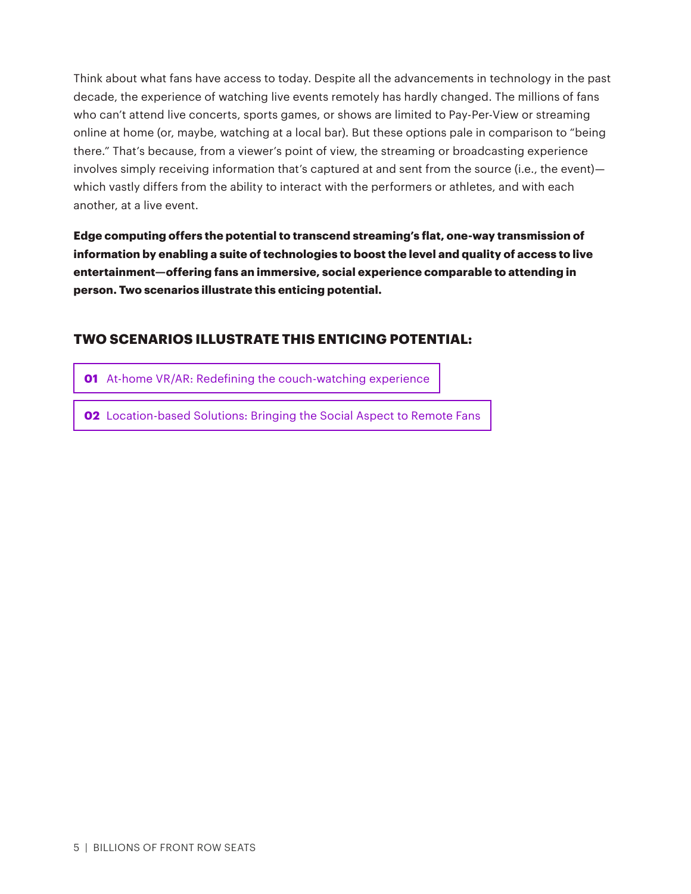Think about what fans have access to today. Despite all the advancements in technology in the past decade, the experience of watching live events remotely has hardly changed. The millions of fans who can't attend live concerts, sports games, or shows are limited to Pay-Per-View or streaming online at home (or, maybe, watching at a local bar). But these options pale in comparison to "being there." That's because, from a viewer's point of view, the streaming or broadcasting experience involves simply receiving information that's captured at and sent from the source (i.e., the event)—which vastly differs from the ability to interact with the performers or athletes, and with each another, at a live event.

**Edge computing offers the potential to transcend streaming's flat, one-way transmission of information by enabling a suite of technologies to boost the level and quality of access to live entertainment—offering fans an immersive, social experience comparable to attending in person. Two scenarios illustrate this enticing potential.**

## TWO SCENARIOS ILLUSTRATE THIS ENTICING POTENTIAL:

**01** At-home VR/AR: Redefining the couch-watching experience

**02** Location-based Solutions: Bringing the Social Aspect to Remote Fans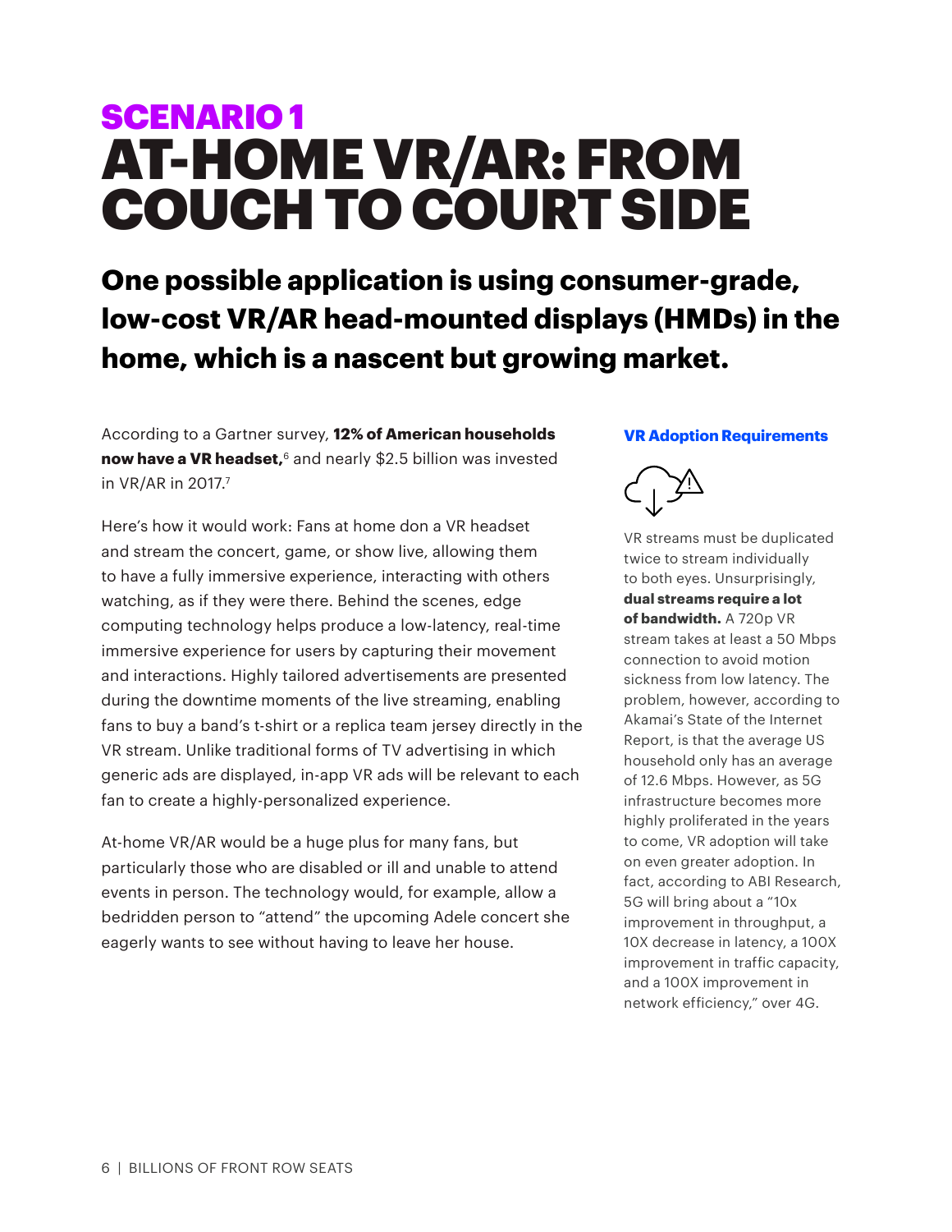# SCENARIO 1
# AT-HOME VR/AR: FROM COUCH TO COURT SIDE

## One possible application is using consumer-grade, low-cost VR/AR head-mounted displays (HMDs) in the home, which is a nascent but growing market.

According to a Gartner survey, **12% of American households now have a VR headset,**[6] and nearly $2.5 billion was invested in VR/AR in 2017.[7]

Here's how it would work: Fans at home don a VR headset and stream the concert, game, or show live, allowing them to have a fully immersive experience, interacting with others watching, as if they were there. Behind the scenes, edge computing technology helps produce a low-latency, real-time immersive experience for users by capturing their movement and interactions. Highly tailored advertisements are presented during the downtime moments of the live streaming, enabling fans to buy a band's t-shirt or a replica team jersey directly in the VR stream. Unlike traditional forms of TV advertising in which generic ads are displayed, in-app VR ads will be relevant to each fan to create a highly-personalized experience.

At-home VR/AR would be a huge plus for many fans, but particularly those who are disabled or ill and unable to attend events in person. The technology would, for example, allow a bedridden person to "attend" the upcoming Adele concert she eagerly wants to see without having to leave her house.

### VR Adoption Requirements

VR streams must be duplicated twice to stream individually to both eyes. Unsurprisingly, **dual streams require a lot of bandwidth.** A 720p VR stream takes at least a 50 Mbps connection to avoid motion sickness from low latency. The problem, however, according to Akamai's State of the Internet Report, is that the average US household only has an average of 12.6 Mbps. However, as 5G infrastructure becomes more highly proliferated in the years to come, VR adoption will take on even greater adoption. In fact, according to ABI Research, 5G will bring about a "10x improvement in throughput, a 10X decrease in latency, a 100X improvement in traffic capacity, and a 100X improvement in network efficiency," over 4G.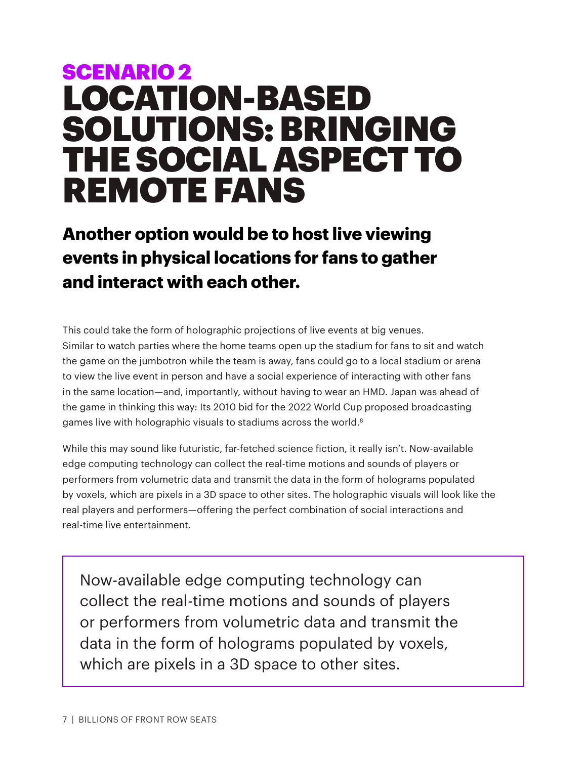## SCENARIO 2

# LOCATION-BASED SOLUTIONS: BRINGING THE SOCIAL ASPECT TO REMOTE FANS

**Another option would be to host live viewing events in physical locations for fans to gather and interact with each other.**

This could take the form of holographic projections of live events at big venues. Similar to watch parties where the home teams open up the stadium for fans to sit and watch the game on the jumbotron while the team is away, fans could go to a local stadium or arena to view the live event in person and have a social experience of interacting with other fans in the same location—and, importantly, without having to wear an HMD. Japan was ahead of the game in thinking this way: Its 2010 bid for the 2022 World Cup proposed broadcasting games live with holographic visuals to stadiums across the world.[8]

While this may sound like futuristic, far-fetched science fiction, it really isn't. Now-available edge computing technology can collect the real-time motions and sounds of players or performers from volumetric data and transmit the data in the form of holograms populated by voxels, which are pixels in a 3D space to other sites. The holographic visuals will look like the real players and performers—offering the perfect combination of social interactions and real-time live entertainment.

> Now-available edge computing technology can collect the real-time motions and sounds of players or performers from volumetric data and transmit the data in the form of holograms populated by voxels, which are pixels in a 3D space to other sites.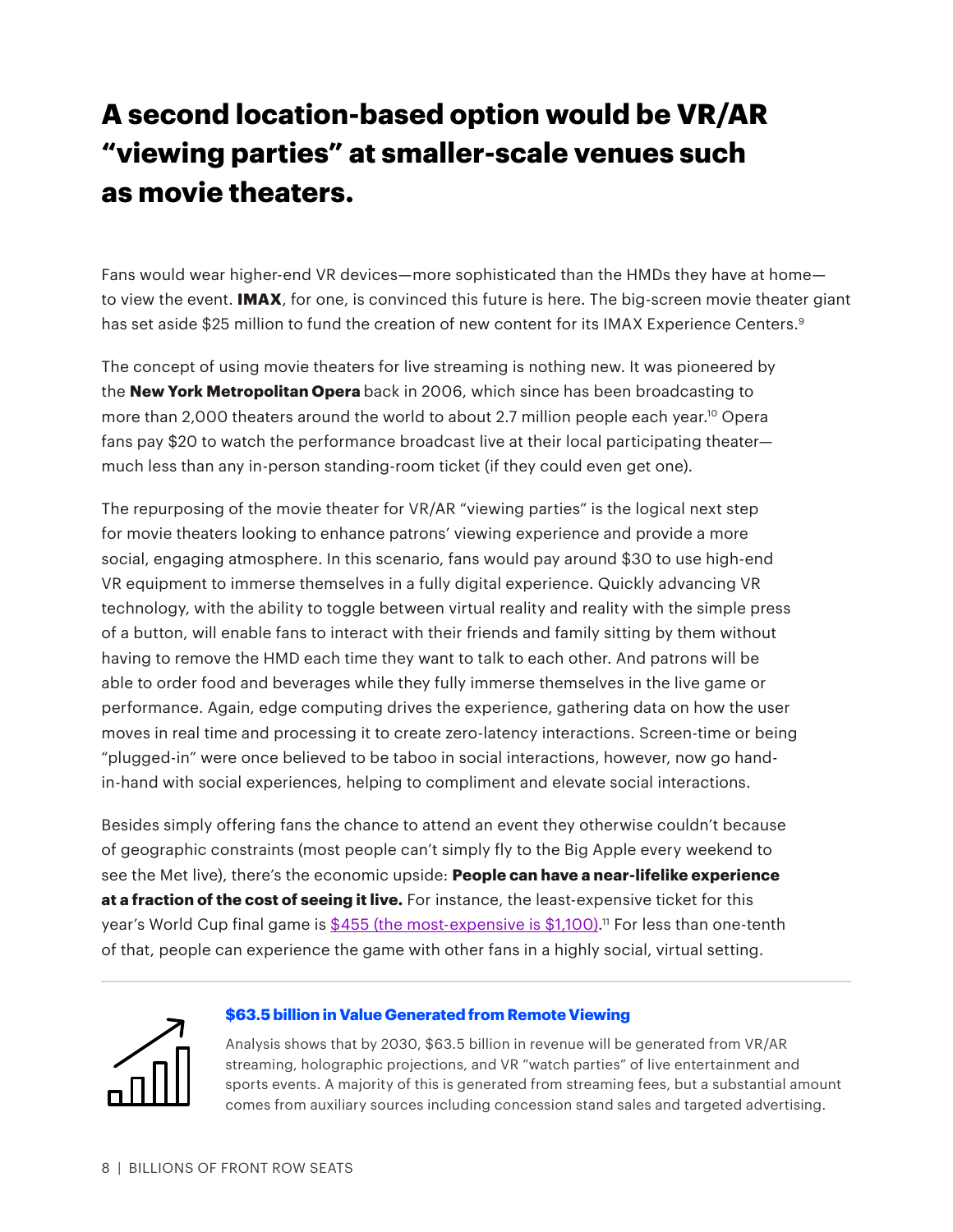# A second location-based option would be VR/AR "viewing parties" at smaller-scale venues such as movie theaters.

Fans would wear higher-end VR devices—more sophisticated than the HMDs they have at home—to view the event. **IMAX**, for one, is convinced this future is here. The big-screen movie theater giant has set aside $25 million to fund the creation of new content for its IMAX Experience Centers.[9]

The concept of using movie theaters for live streaming is nothing new. It was pioneered by the **New York Metropolitan Opera** back in 2006, which since has been broadcasting to more than 2,000 theaters around the world to about 2.7 million people each year.[10] Opera fans pay $20 to watch the performance broadcast live at their local participating theater—much less than any in-person standing-room ticket (if they could even get one).

The repurposing of the movie theater for VR/AR "viewing parties" is the logical next step for movie theaters looking to enhance patrons' viewing experience and provide a more social, engaging atmosphere. In this scenario, fans would pay around $30 to use high-end VR equipment to immerse themselves in a fully digital experience. Quickly advancing VR technology, with the ability to toggle between virtual reality and reality with the simple press of a button, will enable fans to interact with their friends and family sitting by them without having to remove the HMD each time they want to talk to each other. And patrons will be able to order food and beverages while they fully immerse themselves in the live game or performance. Again, edge computing drives the experience, gathering data on how the user moves in real time and processing it to create zero-latency interactions. Screen-time or being "plugged-in" were once believed to be taboo in social interactions, however, now go hand-in-hand with social experiences, helping to compliment and elevate social interactions.

Besides simply offering fans the chance to attend an event they otherwise couldn't because of geographic constraints (most people can't simply fly to the Big Apple every weekend to see the Met live), there's the economic upside: **People can have a near-lifelike experience at a fraction of the cost of seeing it live.** For instance, the least-expensive ticket for this year's World Cup final game is $455 (the most-expensive is $1,100).[11] For less than one-tenth of that, people can experience the game with other fans in a highly social, virtual setting.

---

**$63.5 billion in Value Generated from Remote Viewing**

Analysis shows that by 2030, $63.5 billion in revenue will be generated from VR/AR streaming, holographic projections, and VR "watch parties" of live entertainment and sports events. A majority of this is generated from streaming fees, but a substantial amount comes from auxiliary sources including concession stand sales and targeted advertising.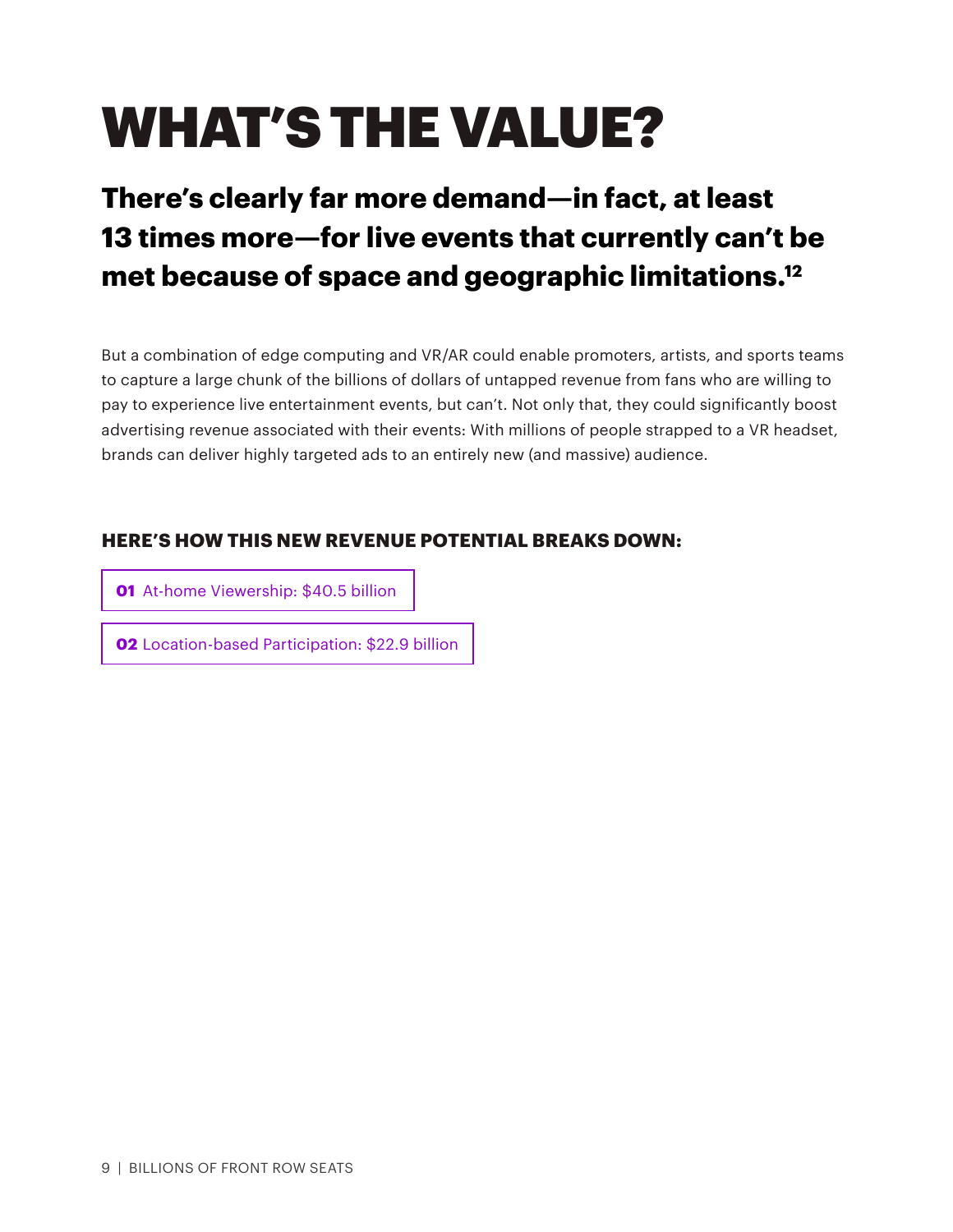# WHAT'S THE VALUE?

## There's clearly far more demand—in fact, at least 13 times more—for live events that currently can't be met because of space and geographic limitations.[12]

But a combination of edge computing and VR/AR could enable promoters, artists, and sports teams to capture a large chunk of the billions of dollars of untapped revenue from fans who are willing to pay to experience live entertainment events, but can't. Not only that, they could significantly boost advertising revenue associated with their events: With millions of people strapped to a VR headset, brands can deliver highly targeted ads to an entirely new (and massive) audience.

### HERE'S HOW THIS NEW REVENUE POTENTIAL BREAKS DOWN:

**01** At-home Viewership: $40.5 billion

**02** Location-based Participation: $22.9 billion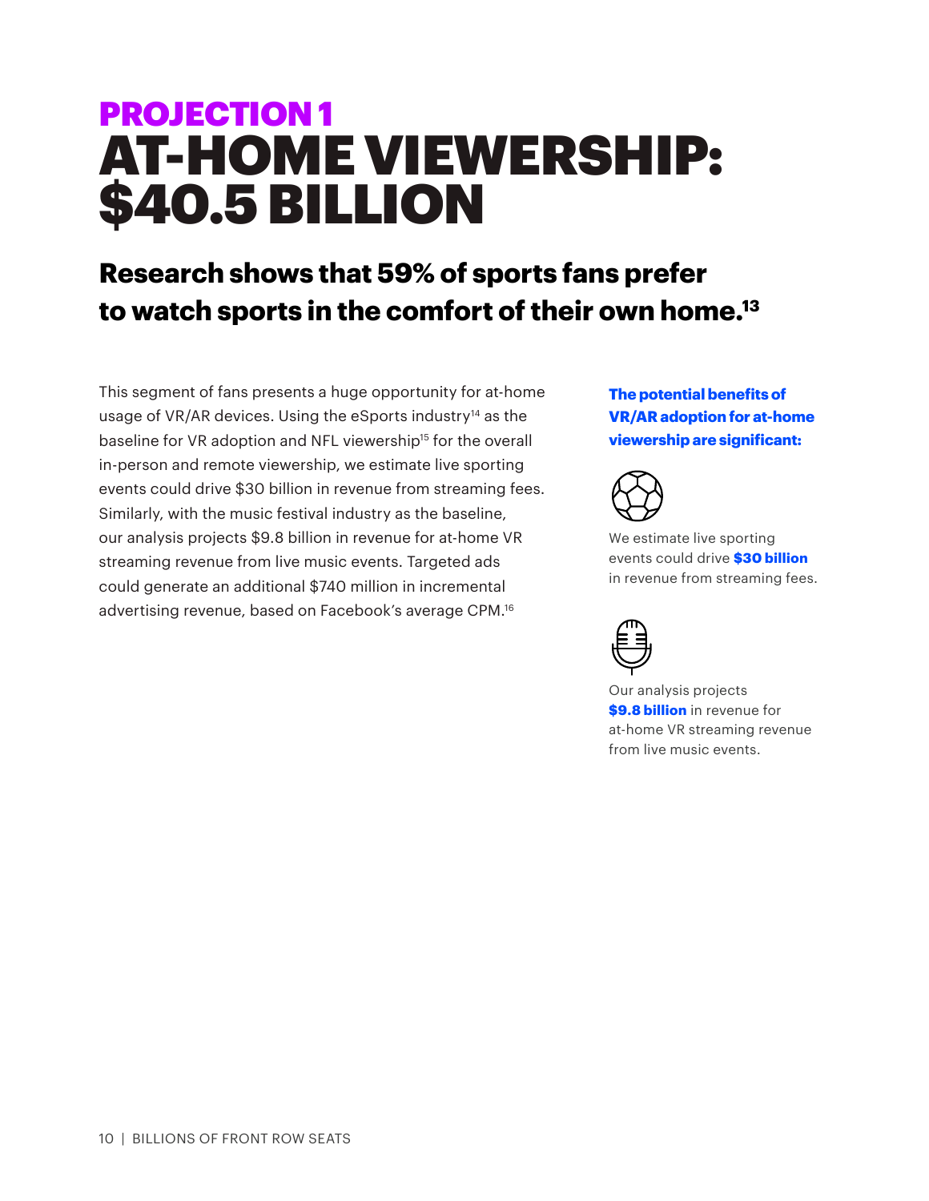# PROJECTION 1
# AT-HOME VIEWERSHIP: $40.5 BILLION

## Research shows that 59% of sports fans prefer to watch sports in the comfort of their own home.[13]

This segment of fans presents a huge opportunity for at-home usage of VR/AR devices. Using the eSports industry[14] as the baseline for VR adoption and NFL viewership[15] for the overall in-person and remote viewership, we estimate live sporting events could drive $30 billion in revenue from streaming fees. Similarly, with the music festival industry as the baseline, our analysis projects $9.8 billion in revenue for at-home VR streaming revenue from live music events. Targeted ads could generate an additional $740 million in incremental advertising revenue, based on Facebook's average CPM.[16]

**The potential benefits of VR/AR adoption for at-home viewership are significant:**

We estimate live sporting events could drive **$30 billion** in revenue from streaming fees.

Our analysis projects **$9.8 billion** in revenue for at-home VR streaming revenue from live music events.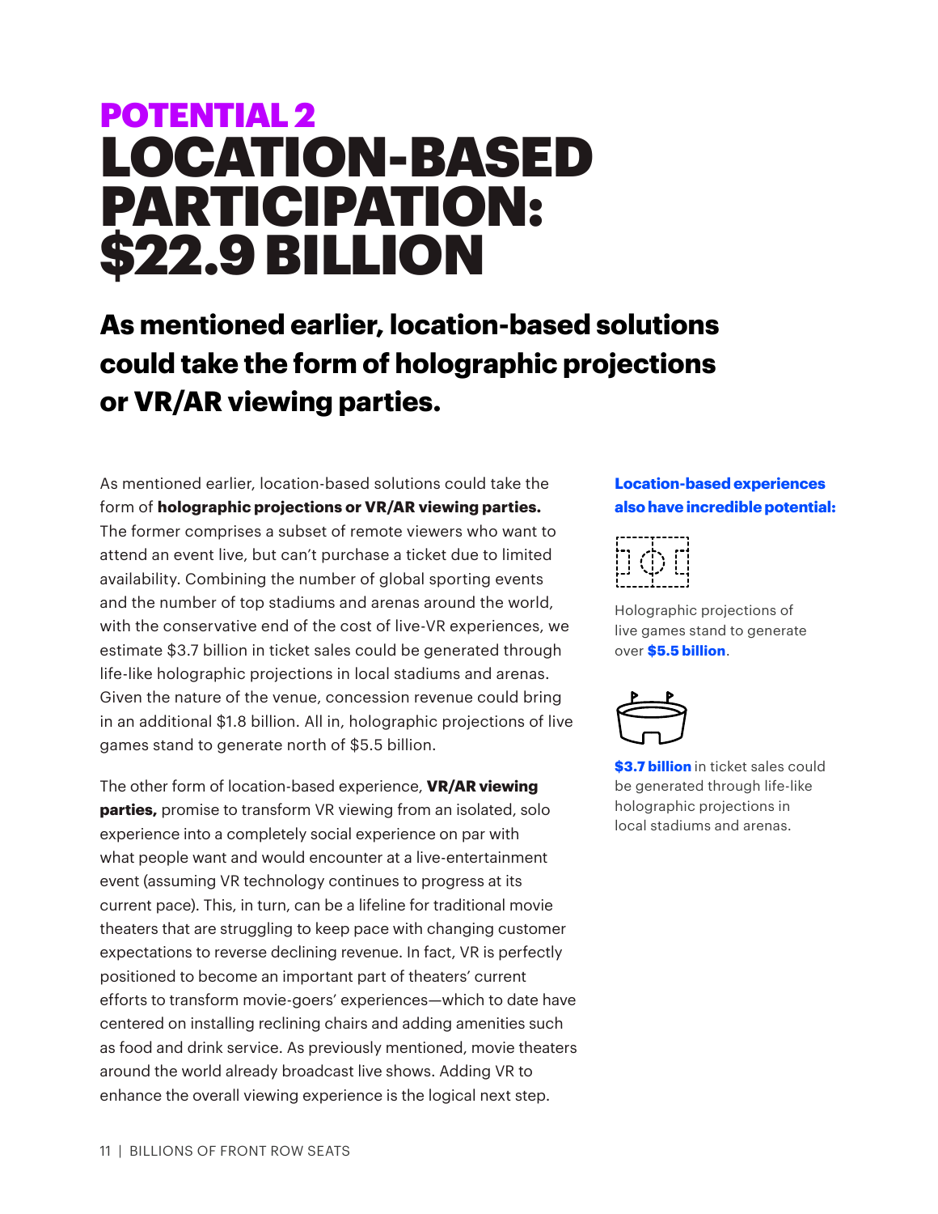# POTENTIAL 2
# LOCATION-BASED PARTICIPATION: $22.9 BILLION

## As mentioned earlier, location-based solutions could take the form of holographic projections or VR/AR viewing parties.

As mentioned earlier, location-based solutions could take the form of **holographic projections or VR/AR viewing parties.** The former comprises a subset of remote viewers who want to attend an event live, but can't purchase a ticket due to limited availability. Combining the number of global sporting events and the number of top stadiums and arenas around the world, with the conservative end of the cost of live-VR experiences, we estimate $3.7 billion in ticket sales could be generated through life-like holographic projections in local stadiums and arenas. Given the nature of the venue, concession revenue could bring in an additional $1.8 billion. All in, holographic projections of live games stand to generate north of $5.5 billion.

The other form of location-based experience, **VR/AR viewing parties,** promise to transform VR viewing from an isolated, solo experience into a completely social experience on par with what people want and would encounter at a live-entertainment event (assuming VR technology continues to progress at its current pace). This, in turn, can be a lifeline for traditional movie theaters that are struggling to keep pace with changing customer expectations to reverse declining revenue. In fact, VR is perfectly positioned to become an important part of theaters' current efforts to transform movie-goers' experiences—which to date have centered on installing reclining chairs and adding amenities such as food and drink service. As previously mentioned, movie theaters around the world already broadcast live shows. Adding VR to enhance the overall viewing experience is the logical next step.

**Location-based experiences also have incredible potential:**

Holographic projections of live games stand to generate over **$5.5 billion**.

**$3.7 billion** in ticket sales could be generated through life-like holographic projections in local stadiums and arenas.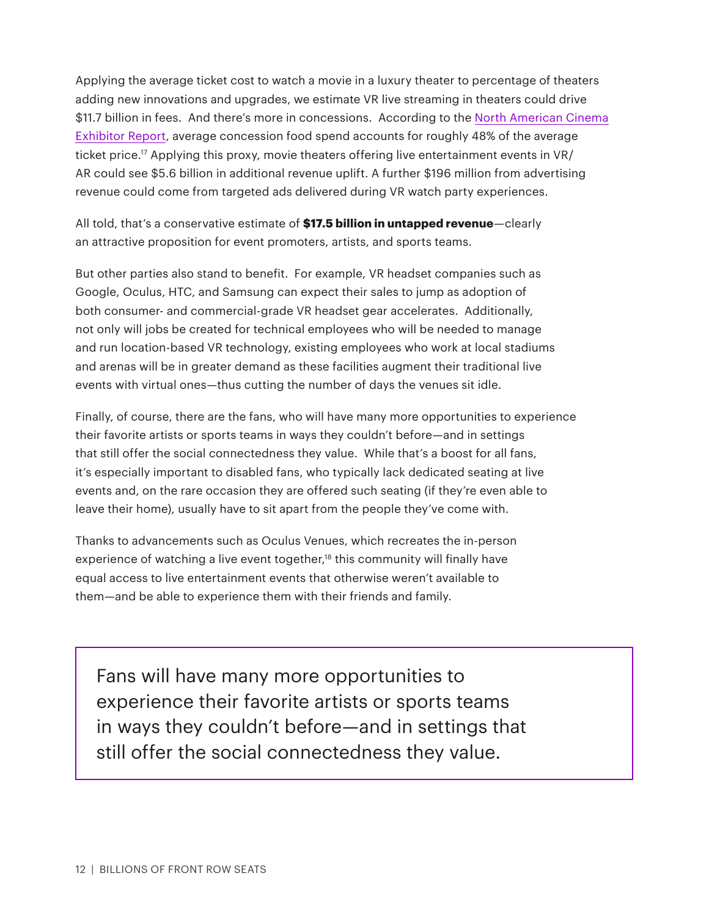Applying the average ticket cost to watch a movie in a luxury theater to percentage of theaters adding new innovations and upgrades, we estimate VR live streaming in theaters could drive $11.7 billion in fees. And there's more in concessions. According to the North American Cinema Exhibitor Report, average concession food spend accounts for roughly 48% of the average ticket price.[17] Applying this proxy, movie theaters offering live entertainment events in VR/AR could see $5.6 billion in additional revenue uplift. A further $196 million from advertising revenue could come from targeted ads delivered during VR watch party experiences.

All told, that's a conservative estimate of **$17.5 billion in untapped revenue**—clearly an attractive proposition for event promoters, artists, and sports teams.

But other parties also stand to benefit. For example, VR headset companies such as Google, Oculus, HTC, and Samsung can expect their sales to jump as adoption of both consumer- and commercial-grade VR headset gear accelerates. Additionally, not only will jobs be created for technical employees who will be needed to manage and run location-based VR technology, existing employees who work at local stadiums and arenas will be in greater demand as these facilities augment their traditional live events with virtual ones—thus cutting the number of days the venues sit idle.

Finally, of course, there are the fans, who will have many more opportunities to experience their favorite artists or sports teams in ways they couldn't before—and in settings that still offer the social connectedness they value. While that's a boost for all fans, it's especially important to disabled fans, who typically lack dedicated seating at live events and, on the rare occasion they are offered such seating (if they're even able to leave their home), usually have to sit apart from the people they've come with.

Thanks to advancements such as Oculus Venues, which recreates the in-person experience of watching a live event together,[18] this community will finally have equal access to live entertainment events that otherwise weren't available to them—and be able to experience them with their friends and family.

> Fans will have many more opportunities to experience their favorite artists or sports teams in ways they couldn't before—and in settings that still offer the social connectedness they value.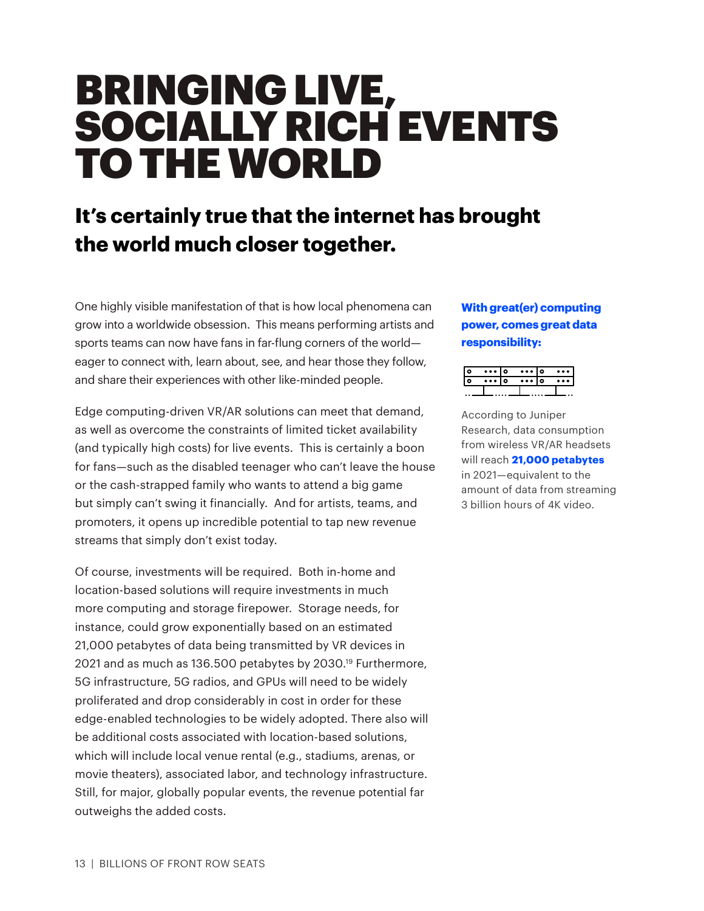# BRINGING LIVE, SOCIALLY RICH EVENTS TO THE WORLD

## It's certainly true that the internet has brought the world much closer together.

One highly visible manifestation of that is how local phenomena can grow into a worldwide obsession. This means performing artists and sports teams can now have fans in far-flung corners of the world—eager to connect with, learn about, see, and hear those they follow, and share their experiences with other like-minded people.

Edge computing-driven VR/AR solutions can meet that demand, as well as overcome the constraints of limited ticket availability (and typically high costs) for live events. This is certainly a boon for fans—such as the disabled teenager who can't leave the house or the cash-strapped family who wants to attend a big game but simply can't swing it financially. And for artists, teams, and promoters, it opens up incredible potential to tap new revenue streams that simply don't exist today.

Of course, investments will be required. Both in-home and location-based solutions will require investments in much more computing and storage firepower. Storage needs, for instance, could grow exponentially based on an estimated 21,000 petabytes of data being transmitted by VR devices in 2021 and as much as 136.500 petabytes by 2030.[19] Furthermore, 5G infrastructure, 5G radios, and GPUs will need to be widely proliferated and drop considerably in cost in order for these edge-enabled technologies to be widely adopted. There also will be additional costs associated with location-based solutions, which will include local venue rental (e.g., stadiums, arenas, or movie theaters), associated labor, and technology infrastructure. Still, for major, globally popular events, the revenue potential far outweighs the added costs.

**With great(er) computing power, comes great data responsibility:**

According to Juniper Research, data consumption from wireless VR/AR headsets will reach **21,000 petabytes** in 2021—equivalent to the amount of data from streaming 3 billion hours of 4K video.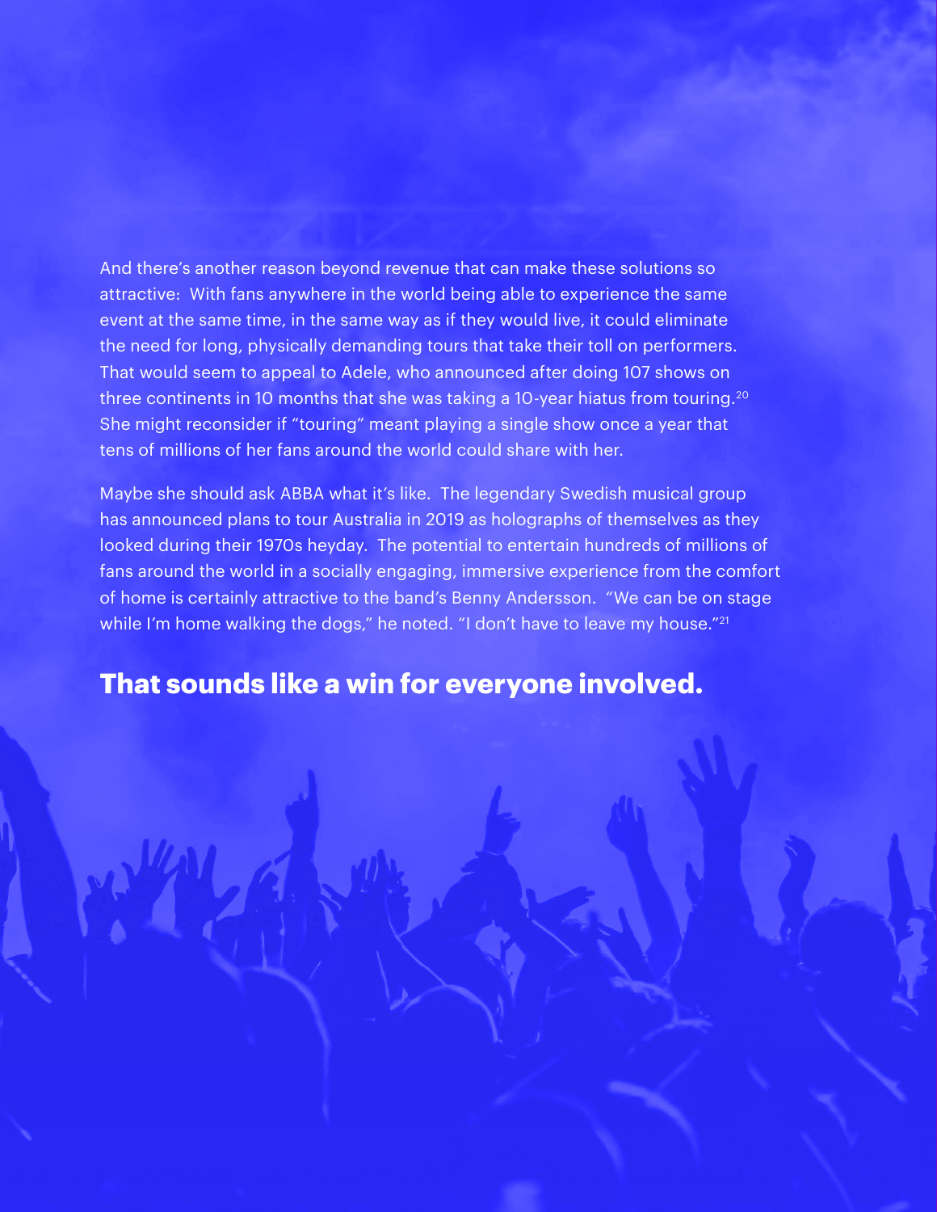And there's another reason beyond revenue that can make these solutions so attractive: With fans anywhere in the world being able to experience the same event at the same time, in the same way as if they would live, it could eliminate the need for long, physically demanding tours that take their toll on performers. That would seem to appeal to Adele, who announced after doing 107 shows on three continents in 10 months that she was taking a 10-year hiatus from touring.[20] She might reconsider if "touring" meant playing a single show once a year that tens of millions of her fans around the world could share with her.

Maybe she should ask ABBA what it's like. The legendary Swedish musical group has announced plans to tour Australia in 2019 as holographs of themselves as they looked during their 1970s heyday. The potential to entertain hundreds of millions of fans around the world in a socially engaging, immersive experience from the comfort of home is certainly attractive to the band's Benny Andersson. "We can be on stage while I'm home walking the dogs," he noted. "I don't have to leave my house."[21]

## That sounds like a win for everyone involved.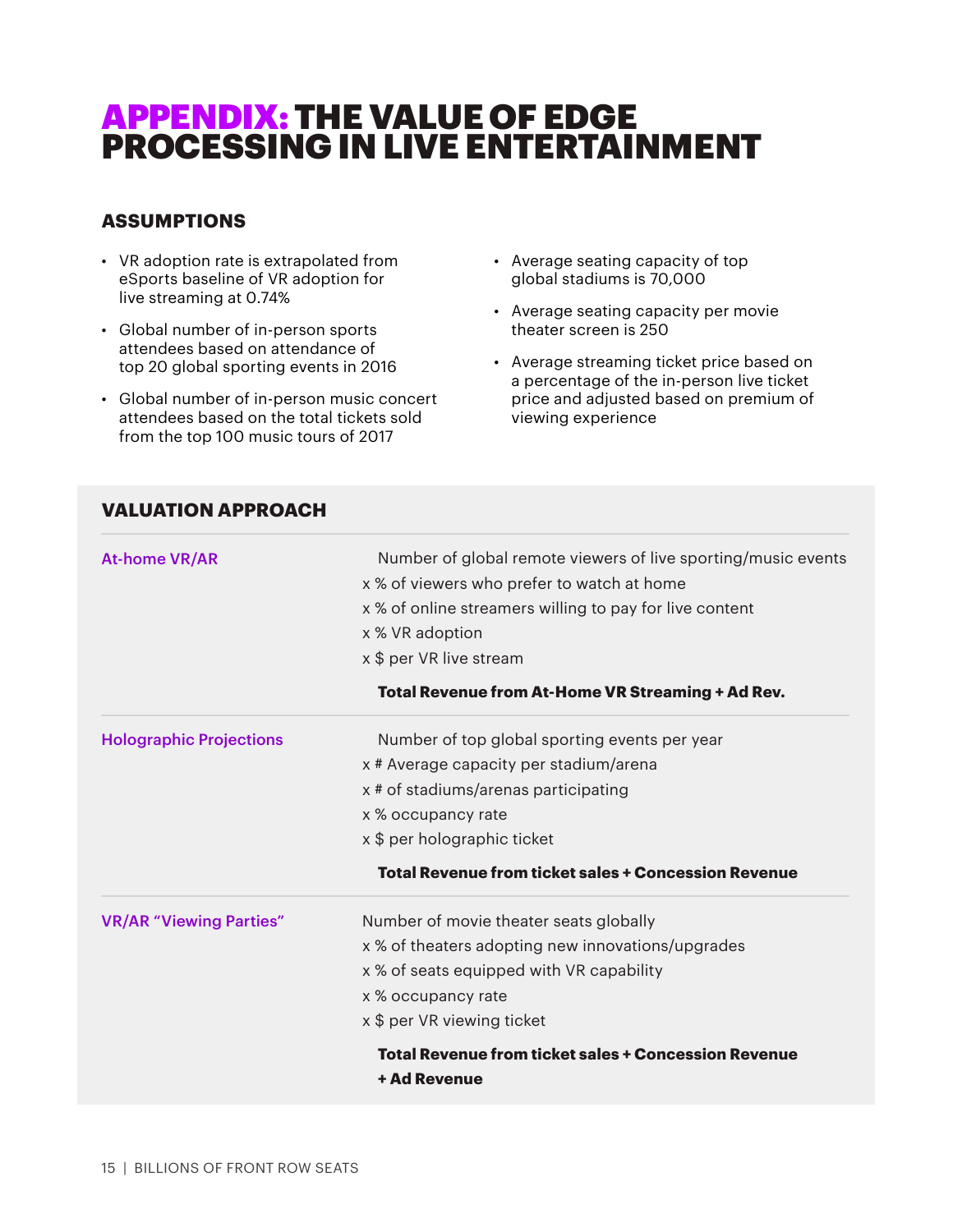# APPENDIX: THE VALUE OF EDGE PROCESSING IN LIVE ENTERTAINMENT

### ASSUMPTIONS

- VR adoption rate is extrapolated from eSports baseline of VR adoption for live streaming at 0.74%
- Global number of in-person sports attendees based on attendance of top 20 global sporting events in 2016
- Global number of in-person music concert attendees based on the total tickets sold from the top 100 music tours of 2017
- Average seating capacity of top global stadiums is 70,000
- Average seating capacity per movie theater screen is 250
- Average streaming ticket price based on a percentage of the in-person live ticket price and adjusted based on premium of viewing experience

### VALUATION APPROACH

| | |
|---|---|
| At-home VR/AR | Number of global remote viewers of live sporting/music events<br>x % of viewers who prefer to watch at home<br>x % of online streamers willing to pay for live content<br>x % VR adoption<br>x $ per VR live stream<br>**Total Revenue from At-Home VR Streaming + Ad Rev.** |
| Holographic Projections | Number of top global sporting events per year<br>x # Average capacity per stadium/arena<br>x # of stadiums/arenas participating<br>x % occupancy rate<br>x $ per holographic ticket<br>**Total Revenue from ticket sales + Concession Revenue** |
| VR/AR "Viewing Parties" | Number of movie theater seats globally<br>x % of theaters adopting new innovations/upgrades<br>x % of seats equipped with VR capability<br>x % occupancy rate<br>x $ per VR viewing ticket<br>**Total Revenue from ticket sales + Concession Revenue + Ad Revenue** |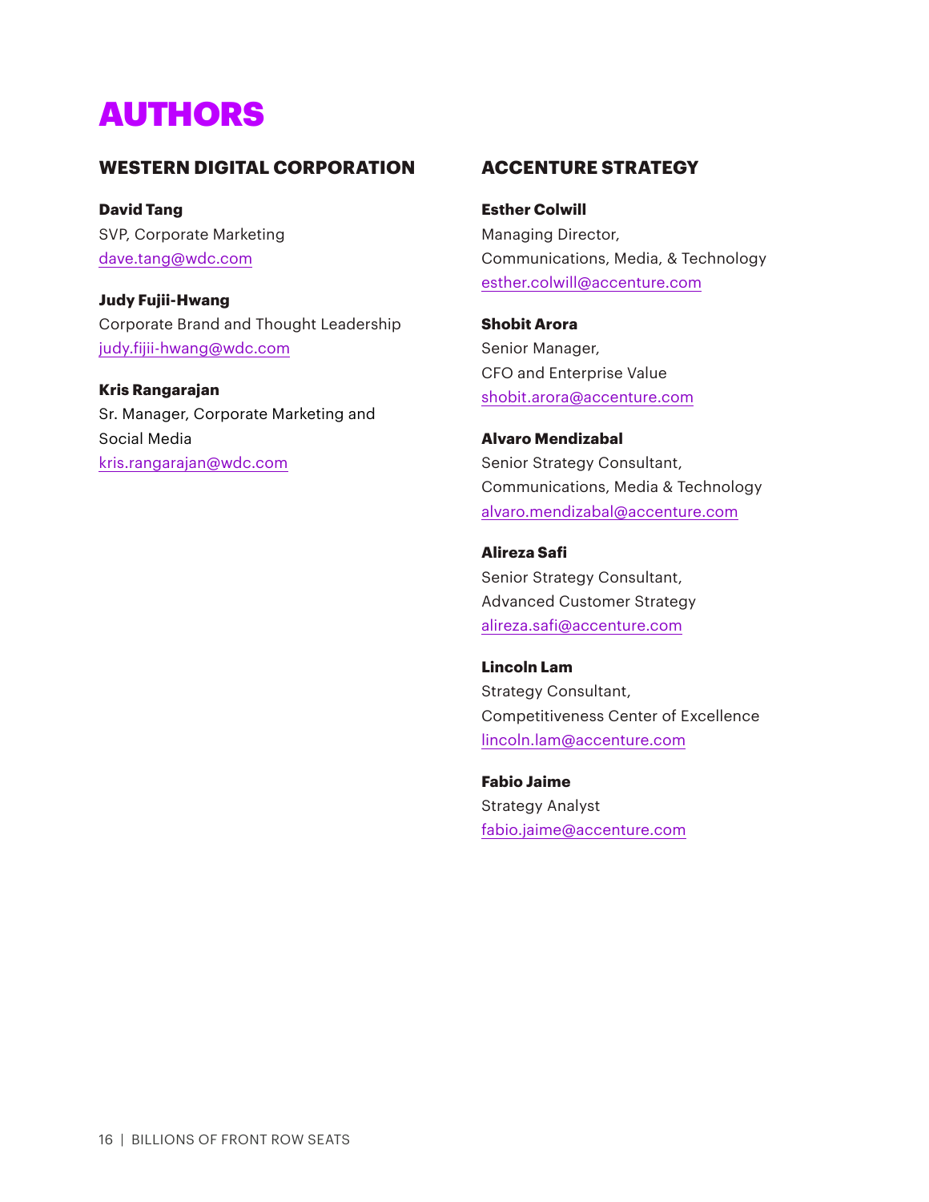# AUTHORS

## WESTERN DIGITAL CORPORATION

**David Tang**
SVP, Corporate Marketing
dave.tang@wdc.com

**Judy Fujii-Hwang**
Corporate Brand and Thought Leadership
judy.fijii-hwang@wdc.com

**Kris Rangarajan**
Sr. Manager, Corporate Marketing and Social Media
kris.rangarajan@wdc.com

## ACCENTURE STRATEGY

**Esther Colwill**
Managing Director,
Communications, Media, & Technology
esther.colwill@accenture.com

**Shobit Arora**
Senior Manager,
CFO and Enterprise Value
shobit.arora@accenture.com

**Alvaro Mendizabal**
Senior Strategy Consultant,
Communications, Media & Technology
alvaro.mendizabal@accenture.com

**Alireza Safi**
Senior Strategy Consultant,
Advanced Customer Strategy
alireza.safi@accenture.com

**Lincoln Lam**
Strategy Consultant,
Competitiveness Center of Excellence
lincoln.lam@accenture.com

**Fabio Jaime**
Strategy Analyst
fabio.jaime@accenture.com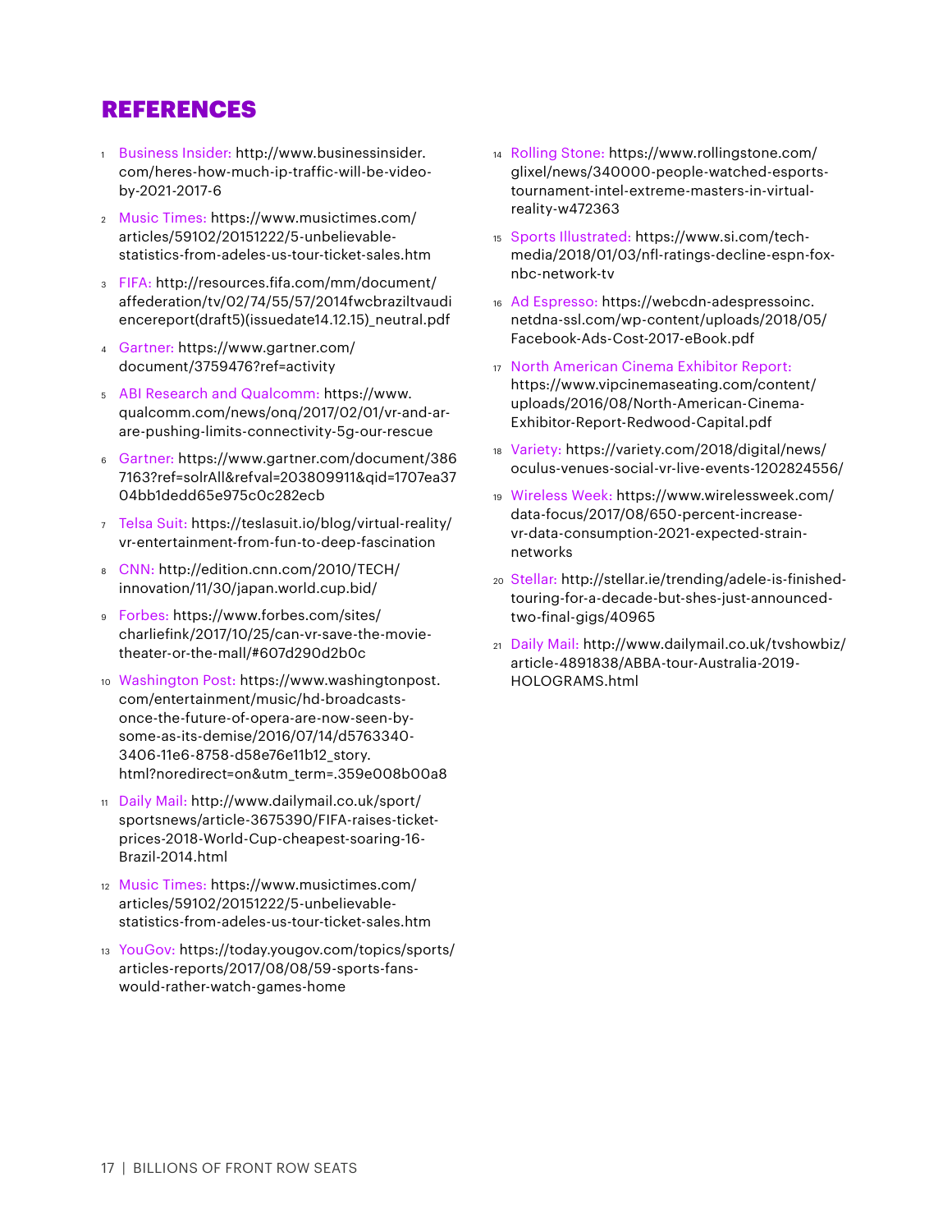# REFERENCES

1. Business Insider: http://www.businessinsider.com/heres-how-much-ip-traffic-will-be-video-by-2021-2017-6
2. Music Times: https://www.musictimes.com/articles/59102/20151222/5-unbelievable-statistics-from-adeles-us-tour-ticket-sales.htm
3. FIFA: http://resources.fifa.com/mm/document/affederation/tv/02/74/55/57/2014fwcbraziltvaudiencereport(draft5)(issuedate14.12.15)_neutral.pdf
4. Gartner: https://www.gartner.com/document/3759476?ref=activity
5. ABI Research and Qualcomm: https://www.qualcomm.com/news/onq/2017/02/01/vr-and-ar-are-pushing-limits-connectivity-5g-our-rescue
6. Gartner: https://www.gartner.com/document/3867163?ref=solrAll&refval=203809911&qid=1707ea3704bb1dedd65e975c0c282ecb
7. Telsa Suit: https://teslasuit.io/blog/virtual-reality/vr-entertainment-from-fun-to-deep-fascination
8. CNN: http://edition.cnn.com/2010/TECH/innovation/11/30/japan.world.cup.bid/
9. Forbes: https://www.forbes.com/sites/charliefink/2017/10/25/can-vr-save-the-movie-theater-or-the-mall/#607d290d2b0c
10. Washington Post: https://www.washingtonpost.com/entertainment/music/hd-broadcasts-once-the-future-of-opera-are-now-seen-by-some-as-its-demise/2016/07/14/d5763340-3406-11e6-8758-d58e76e11b12_story.html?noredirect=on&utm_term=.359e008b00a8
11. Daily Mail: http://www.dailymail.co.uk/sport/sportsnews/article-3675390/FIFA-raises-ticket-prices-2018-World-Cup-cheapest-soaring-16-Brazil-2014.html
12. Music Times: https://www.musictimes.com/articles/59102/20151222/5-unbelievable-statistics-from-adeles-us-tour-ticket-sales.htm
13. YouGov: https://today.yougov.com/topics/sports/articles-reports/2017/08/08/59-sports-fans-would-rather-watch-games-home
14. Rolling Stone: https://www.rollingstone.com/glixel/news/340000-people-watched-esports-tournament-intel-extreme-masters-in-virtual-reality-w472363
15. Sports Illustrated: https://www.si.com/tech-media/2018/01/03/nfl-ratings-decline-espn-fox-nbc-network-tv
16. Ad Espresso: https://webcdn-adespressoinc.netdna-ssl.com/wp-content/uploads/2018/05/Facebook-Ads-Cost-2017-eBook.pdf
17. North American Cinema Exhibitor Report: https://www.vipcinemaseating.com/content/uploads/2016/08/North-American-Cinema-Exhibitor-Report-Redwood-Capital.pdf
18. Variety: https://variety.com/2018/digital/news/oculus-venues-social-vr-live-events-1202824556/
19. Wireless Week: https://www.wirelessweek.com/data-focus/2017/08/650-percent-increase-vr-data-consumption-2021-expected-strain-networks
20. Stellar: http://stellar.ie/trending/adele-is-finished-touring-for-a-decade-but-shes-just-announced-two-final-gigs/40965
21. Daily Mail: http://www.dailymail.co.uk/tvshowbiz/article-4891838/ABBA-tour-Australia-2019-HOLOGRAMS.html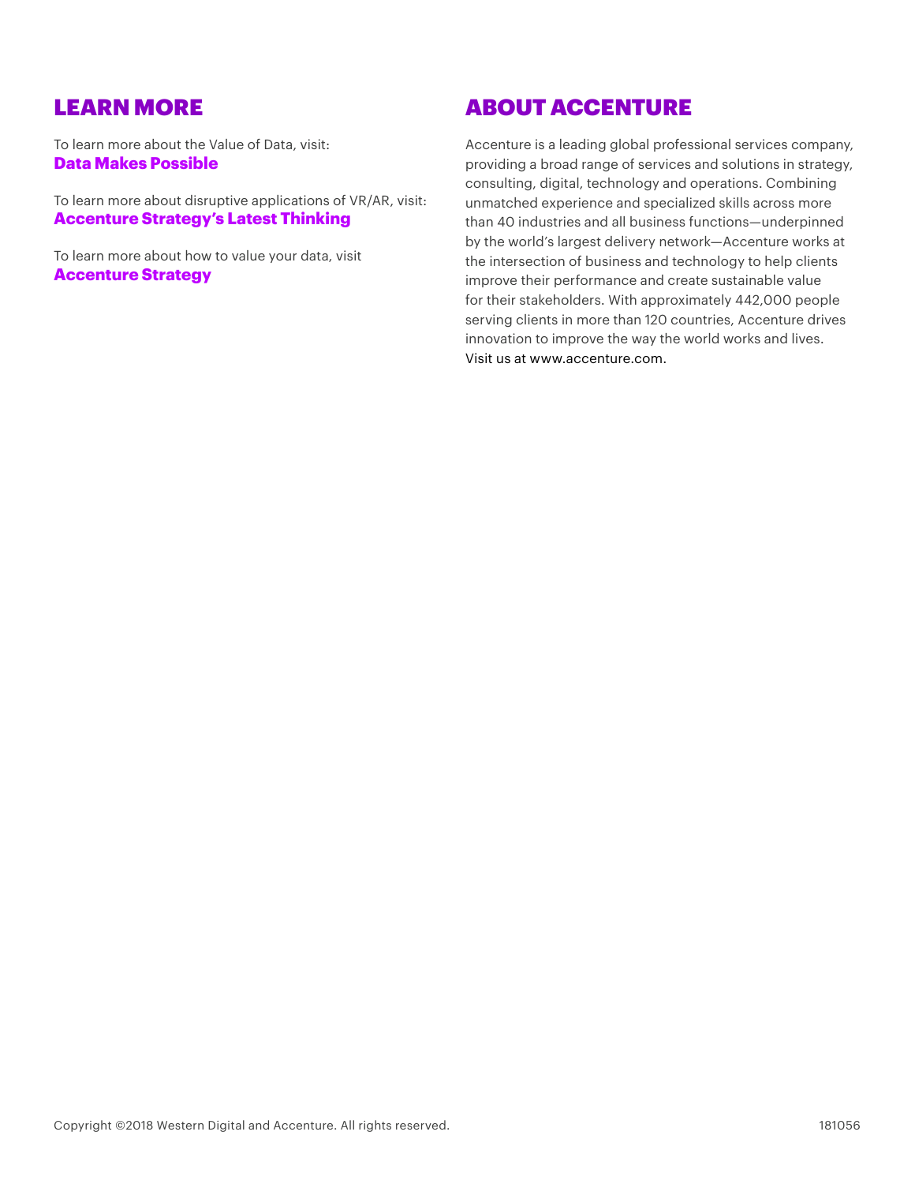## LEARN MORE

To learn more about the Value of Data, visit:
**Data Makes Possible**

To learn more about disruptive applications of VR/AR, visit:
**Accenture Strategy's Latest Thinking**

To learn more about how to value your data, visit
**Accenture Strategy**

## ABOUT ACCENTURE

Accenture is a leading global professional services company, providing a broad range of services and solutions in strategy, consulting, digital, technology and operations. Combining unmatched experience and specialized skills across more than 40 industries and all business functions—underpinned by the world's largest delivery network—Accenture works at the intersection of business and technology to help clients improve their performance and create sustainable value for their stakeholders. With approximately 442,000 people serving clients in more than 120 countries, Accenture drives innovation to improve the way the world works and lives. Visit us at www.accenture.com.

Copyright ©2018 Western Digital and Accenture. All rights reserved.

181056